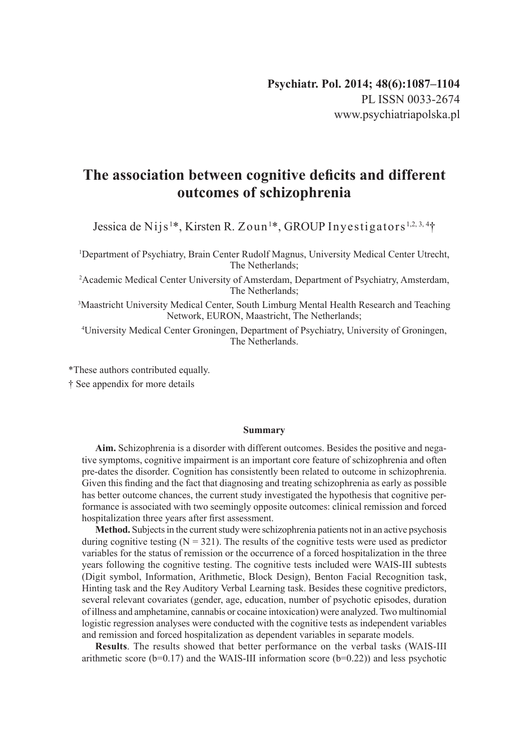# The association between cognitive deficits and different outcomes of schizophrenia

Jessica de Nijs[1]*, Kirsten R. Zoun[1]*, GROUP Investigators[1,2,3,4]†

[1]Department of Psychiatry, Brain Center Rudolf Magnus, University Medical Center Utrecht, The Netherlands;

[2]Academic Medical Center University of Amsterdam, Department of Psychiatry, Amsterdam, The Netherlands;

[3]Maastricht University Medical Center, South Limburg Mental Health Research and Teaching Network, EURON, Maastricht, The Netherlands;

[4]University Medical Center Groningen, Department of Psychiatry, University of Groningen, The Netherlands.

*These authors contributed equally.

† See appendix for more details

#### Summary

**Aim.** Schizophrenia is a disorder with different outcomes. Besides the positive and negative symptoms, cognitive impairment is an important core feature of schizophrenia and often pre-dates the disorder. Cognition has consistently been related to outcome in schizophrenia. Given this finding and the fact that diagnosing and treating schizophrenia as early as possible has better outcome chances, the current study investigated the hypothesis that cognitive performance is associated with two seemingly opposite outcomes: clinical remission and forced hospitalization three years after first assessment.

**Method.** Subjects in the current study were schizophrenia patients not in an active psychosis during cognitive testing (N = 321). The results of the cognitive tests were used as predictor variables for the status of remission or the occurrence of a forced hospitalization in the three years following the cognitive testing. The cognitive tests included were WAIS-III subtests (Digit symbol, Information, Arithmetic, Block Design), Benton Facial Recognition task, Hinting task and the Rey Auditory Verbal Learning task. Besides these cognitive predictors, several relevant covariates (gender, age, education, number of psychotic episodes, duration of illness and amphetamine, cannabis or cocaine intoxication) were analyzed. Two multinomial logistic regression analyses were conducted with the cognitive tests as independent variables and remission and forced hospitalization as dependent variables in separate models.

**Results**. The results showed that better performance on the verbal tasks (WAIS-III arithmetic score (b=0.17) and the WAIS-III information score (b=0.22)) and less psychotic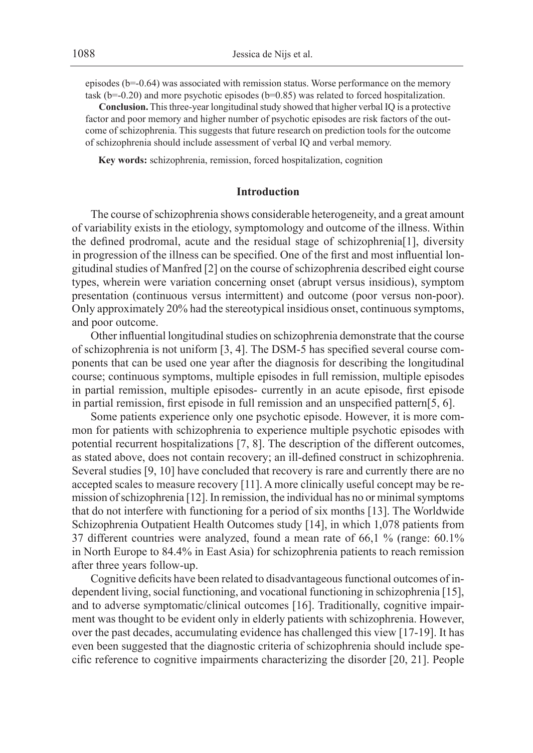episodes (b=-0.64) was associated with remission status. Worse performance on the memory task (b=-0.20) and more psychotic episodes (b=0.85) was related to forced hospitalization.

**Conclusion.** This three-year longitudinal study showed that higher verbal IQ is a protective factor and poor memory and higher number of psychotic episodes are risk factors of the outcome of schizophrenia. This suggests that future research on prediction tools for the outcome of schizophrenia should include assessment of verbal IQ and verbal memory.

**Key words:** schizophrenia, remission, forced hospitalization, cognition

## Introduction

The course of schizophrenia shows considerable heterogeneity, and a great amount of variability exists in the etiology, symptomology and outcome of the illness. Within the defined prodromal, acute and the residual stage of schizophrenia[1], diversity in progression of the illness can be specified. One of the first and most influential longitudinal studies of Manfred [2] on the course of schizophrenia described eight course types, wherein were variation concerning onset (abrupt versus insidious), symptom presentation (continuous versus intermittent) and outcome (poor versus non-poor). Only approximately 20% had the stereotypical insidious onset, continuous symptoms, and poor outcome.

Other influential longitudinal studies on schizophrenia demonstrate that the course of schizophrenia is not uniform [3, 4]. The DSM-5 has specified several course components that can be used one year after the diagnosis for describing the longitudinal course; continuous symptoms, multiple episodes in full remission, multiple episodes in partial remission, multiple episodes- currently in an acute episode, first episode in partial remission, first episode in full remission and an unspecified pattern[5, 6].

Some patients experience only one psychotic episode. However, it is more common for patients with schizophrenia to experience multiple psychotic episodes with potential recurrent hospitalizations [7, 8]. The description of the different outcomes, as stated above, does not contain recovery; an ill-defined construct in schizophrenia. Several studies [9, 10] have concluded that recovery is rare and currently there are no accepted scales to measure recovery [11]. A more clinically useful concept may be remission of schizophrenia [12]. In remission, the individual has no or minimal symptoms that do not interfere with functioning for a period of six months [13]. The Worldwide Schizophrenia Outpatient Health Outcomes study [14], in which 1,078 patients from 37 different countries were analyzed, found a mean rate of 66,1 % (range: 60.1% in North Europe to 84.4% in East Asia) for schizophrenia patients to reach remission after three years follow-up.

Cognitive deficits have been related to disadvantageous functional outcomes of independent living, social functioning, and vocational functioning in schizophrenia [15], and to adverse symptomatic/clinical outcomes [16]. Traditionally, cognitive impairment was thought to be evident only in elderly patients with schizophrenia. However, over the past decades, accumulating evidence has challenged this view [17-19]. It has even been suggested that the diagnostic criteria of schizophrenia should include specific reference to cognitive impairments characterizing the disorder [20, 21]. People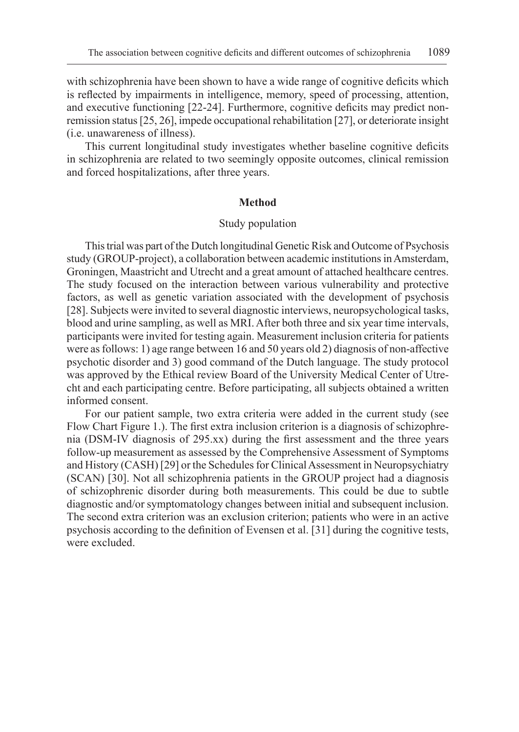with schizophrenia have been shown to have a wide range of cognitive deficits which is reflected by impairments in intelligence, memory, speed of processing, attention, and executive functioning [22-24]. Furthermore, cognitive deficits may predict non-remission status [25, 26], impede occupational rehabilitation [27], or deteriorate insight (i.e. unawareness of illness).

This current longitudinal study investigates whether baseline cognitive deficits in schizophrenia are related to two seemingly opposite outcomes, clinical remission and forced hospitalizations, after three years.

## Method

### Study population

This trial was part of the Dutch longitudinal Genetic Risk and Outcome of Psychosis study (GROUP-project), a collaboration between academic institutions in Amsterdam, Groningen, Maastricht and Utrecht and a great amount of attached healthcare centres. The study focused on the interaction between various vulnerability and protective factors, as well as genetic variation associated with the development of psychosis [28]. Subjects were invited to several diagnostic interviews, neuropsychological tasks, blood and urine sampling, as well as MRI. After both three and six year time intervals, participants were invited for testing again. Measurement inclusion criteria for patients were as follows: 1) age range between 16 and 50 years old 2) diagnosis of non-affective psychotic disorder and 3) good command of the Dutch language. The study protocol was approved by the Ethical review Board of the University Medical Center of Utrecht and each participating centre. Before participating, all subjects obtained a written informed consent.

For our patient sample, two extra criteria were added in the current study (see Flow Chart Figure 1.). The first extra inclusion criterion is a diagnosis of schizophrenia (DSM-IV diagnosis of 295.xx) during the first assessment and the three years follow-up measurement as assessed by the Comprehensive Assessment of Symptoms and History (CASH) [29] or the Schedules for Clinical Assessment in Neuropsychiatry (SCAN) [30]. Not all schizophrenia patients in the GROUP project had a diagnosis of schizophrenic disorder during both measurements. This could be due to subtle diagnostic and/or symptomatology changes between initial and subsequent inclusion. The second extra criterion was an exclusion criterion; patients who were in an active psychosis according to the definition of Evensen et al. [31] during the cognitive tests, were excluded.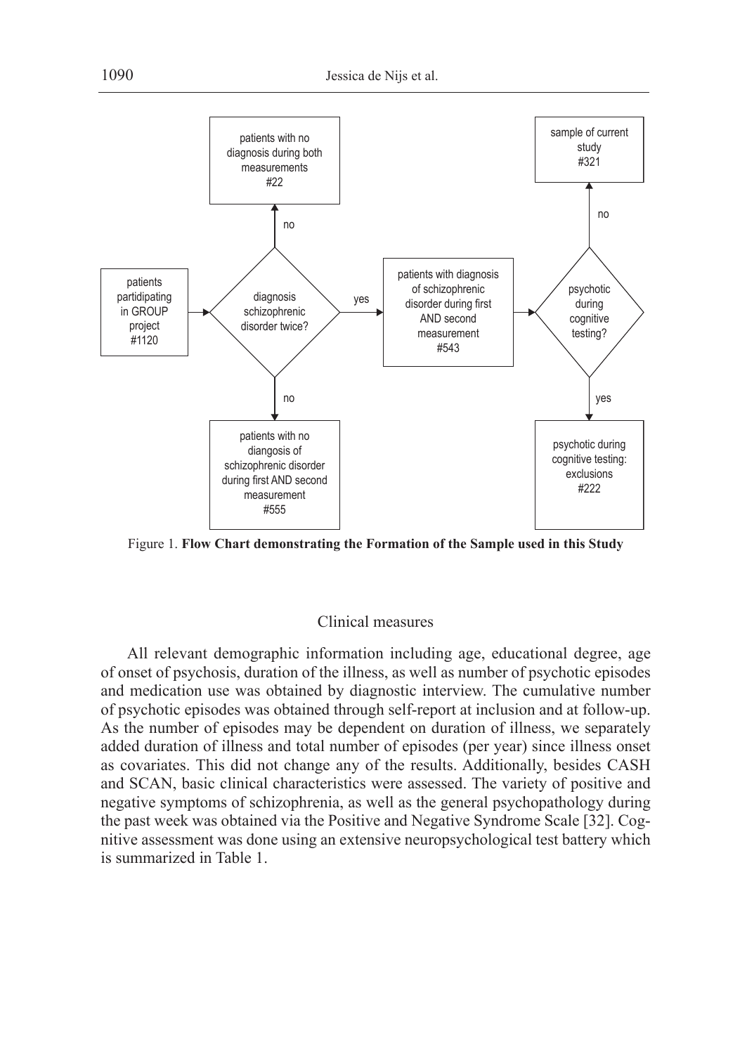Figure 1. **Flow Chart demonstrating the Formation of the Sample used in this Study**

## Clinical measures

All relevant demographic information including age, educational degree, age of onset of psychosis, duration of the illness, as well as number of psychotic episodes and medication use was obtained by diagnostic interview. The cumulative number of psychotic episodes was obtained through self-report at inclusion and at follow-up. As the number of episodes may be dependent on duration of illness, we separately added duration of illness and total number of episodes (per year) since illness onset as covariates. This did not change any of the results. Additionally, besides CASH and SCAN, basic clinical characteristics were assessed. The variety of positive and negative symptoms of schizophrenia, as well as the general psychopathology during the past week was obtained via the Positive and Negative Syndrome Scale [32]. Cognitive assessment was done using an extensive neuropsychological test battery which is summarized in Table 1.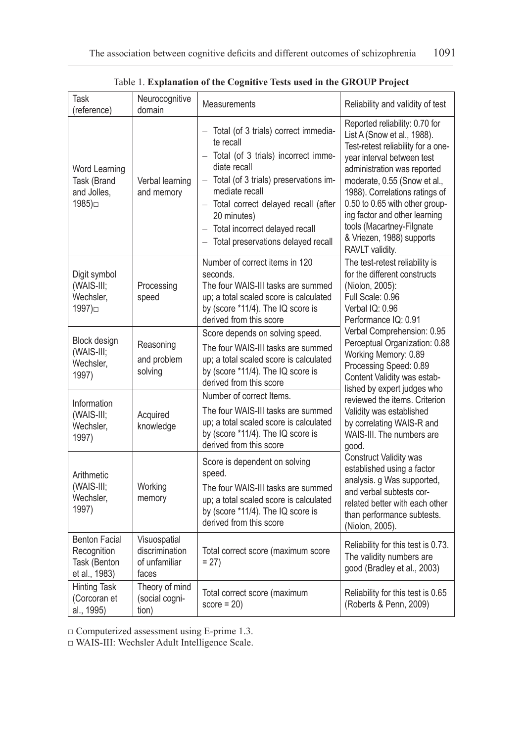Table 1. **Explanation of the Cognitive Tests used in the GROUP Project**

| Task (reference) | Neurocognitive domain | Measurements | Reliability and validity of test |
|---|---|---|---|
| Word Learning Task (Brand and Jolles, 1985)□ | Verbal learning and memory | – Total (of 3 trials) correct immediate recall<br>– Total (of 3 trials) incorrect immediate recall<br>– Total (of 3 trials) preservations immediate recall<br>– Total correct delayed recall (after 20 minutes)<br>– Total incorrect delayed recall<br>– Total preservations delayed recall | Reported reliability: 0.70 for List A (Snow et al., 1988). Test-retest reliability for a one-year interval between test administration was reported moderate, 0.55 (Snow et al., 1988). Correlations ratings of 0.50 to 0.65 with other grouping factor and other learning tools (Macartney-Filgnate & Vriezen, 1988) supports RAVLT validity. |
| Digit symbol (WAIS-III; Wechsler, 1997)□ | Processing speed | Number of correct items in 120 seconds.<br>The four WAIS-III tasks are summed up; a total scaled score is calculated by (score *11/4). The IQ score is derived from this score | The test-retest reliability is for the different constructs (Niolon, 2005):<br>Full Scale: 0.96<br>Verbal IQ: 0.96<br>Performance IQ: 0.91<br>Verbal Comprehension: 0.95<br>Perceptual Organization: 0.88<br>Working Memory: 0.89<br>Processing Speed: 0.89<br>Content Validity was established by expert judges who reviewed the items. Criterion Validity was established by correlating WAIS-R and WAIS-III. The numbers are good.<br>Construct Validity was established using a factor analysis. g Was supported, and verbal subtests correlated better with each other than performance subtests. (Niolon, 2005). |
| Block design (WAIS-III; Wechsler, 1997) | Reasoning and problem solving | Score depends on solving speed.<br>The four WAIS-III tasks are summed up; a total scaled score is calculated by (score *11/4). The IQ score is derived from this score | |
| Information (WAIS-III; Wechsler, 1997) | Acquired knowledge | Number of correct Items.<br>The four WAIS-III tasks are summed up; a total scaled score is calculated by (score *11/4). The IQ score is derived from this score | |
| Arithmetic (WAIS-III; Wechsler, 1997) | Working memory | Score is dependent on solving speed.<br>The four WAIS-III tasks are summed up; a total scaled score is calculated by (score *11/4). The IQ score is derived from this score | |
| Benton Facial Recognition Task (Benton et al., 1983) | Visuospatial discrimination of unfamiliar faces | Total correct score (maximum score = 27) | Reliability for this test is 0.73. The validity numbers are good (Bradley et al., 2003) |
| Hinting Task (Corcoran et al., 1995) | Theory of mind (social cognition) | Total correct score (maximum score = 20) | Reliability for this test is 0.65 (Roberts & Penn, 2009) |

□ Computerized assessment using E-prime 1.3.

□ WAIS-III: Wechsler Adult Intelligence Scale.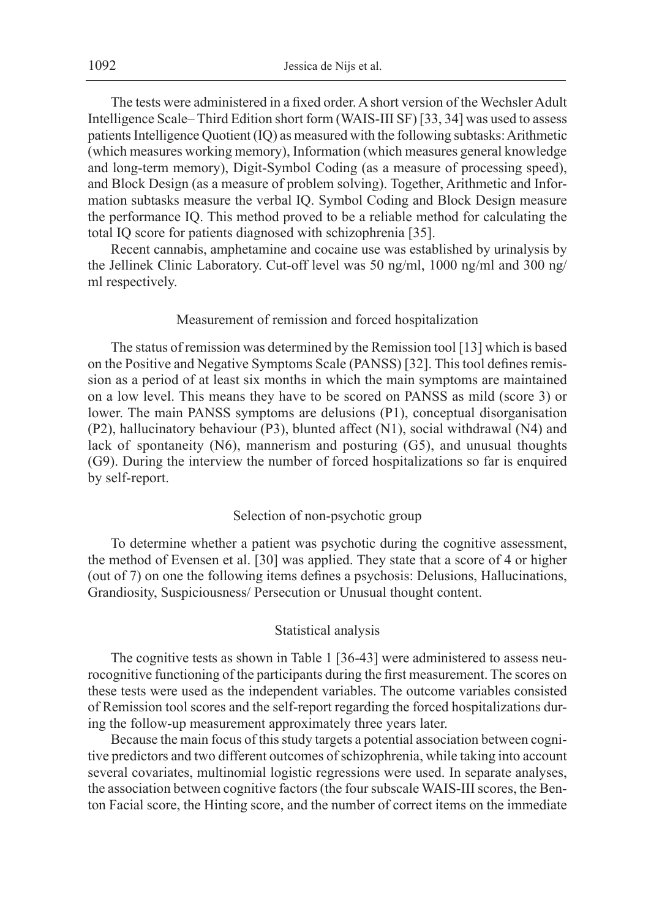The tests were administered in a fixed order. A short version of the Wechsler Adult Intelligence Scale– Third Edition short form (WAIS-III SF) [33, 34] was used to assess patients Intelligence Quotient (IQ) as measured with the following subtasks: Arithmetic (which measures working memory), Information (which measures general knowledge and long-term memory), Digit-Symbol Coding (as a measure of processing speed), and Block Design (as a measure of problem solving). Together, Arithmetic and Information subtasks measure the verbal IQ. Symbol Coding and Block Design measure the performance IQ. This method proved to be a reliable method for calculating the total IQ score for patients diagnosed with schizophrenia [35].

Recent cannabis, amphetamine and cocaine use was established by urinalysis by the Jellinek Clinic Laboratory. Cut-off level was 50 ng/ml, 1000 ng/ml and 300 ng/ml respectively.

### Measurement of remission and forced hospitalization

The status of remission was determined by the Remission tool [13] which is based on the Positive and Negative Symptoms Scale (PANSS) [32]. This tool defines remission as a period of at least six months in which the main symptoms are maintained on a low level. This means they have to be scored on PANSS as mild (score 3) or lower. The main PANSS symptoms are delusions (P1), conceptual disorganisation (P2), hallucinatory behaviour (P3), blunted affect (N1), social withdrawal (N4) and lack of spontaneity (N6), mannerism and posturing (G5), and unusual thoughts (G9). During the interview the number of forced hospitalizations so far is enquired by self-report.

### Selection of non-psychotic group

To determine whether a patient was psychotic during the cognitive assessment, the method of Evensen et al. [30] was applied. They state that a score of 4 or higher (out of 7) on one the following items defines a psychosis: Delusions, Hallucinations, Grandiosity, Suspiciousness/ Persecution or Unusual thought content.

### Statistical analysis

The cognitive tests as shown in Table 1 [36-43] were administered to assess neurocognitive functioning of the participants during the first measurement. The scores on these tests were used as the independent variables. The outcome variables consisted of Remission tool scores and the self-report regarding the forced hospitalizations during the follow-up measurement approximately three years later.

Because the main focus of this study targets a potential association between cognitive predictors and two different outcomes of schizophrenia, while taking into account several covariates, multinomial logistic regressions were used. In separate analyses, the association between cognitive factors (the four subscale WAIS-III scores, the Benton Facial score, the Hinting score, and the number of correct items on the immediate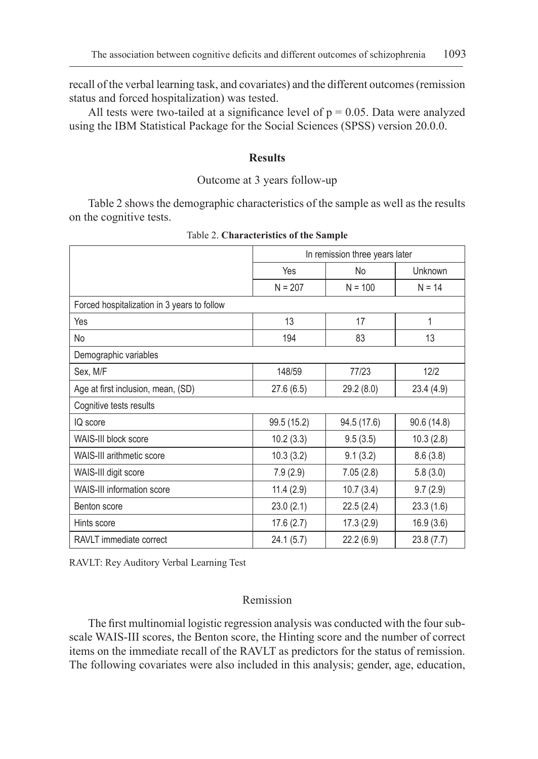recall of the verbal learning task, and covariates) and the different outcomes (remission status and forced hospitalization) was tested.

All tests were two-tailed at a significance level of $p = 0.05$. Data were analyzed using the IBM Statistical Package for the Social Sciences (SPSS) version 20.0.0.

## Results

### Outcome at 3 years follow-up

Table 2 shows the demographic characteristics of the sample as well as the results on the cognitive tests.

Table 2. **Characteristics of the Sample**

| | In remission three years later | | |
|---|---|---|---|
| | Yes | No | Unknown |
| | N = 207 | N = 100 | N = 14 |
| Forced hospitalization in 3 years to follow | | | |
| Yes | 13 | 17 | 1 |
| No | 194 | 83 | 13 |
| Demographic variables | | | |
| Sex, M/F | 148/59 | 77/23 | 12/2 |
| Age at first inclusion, mean, (SD) | 27.6 (6.5) | 29.2 (8.0) | 23.4 (4.9) |
| Cognitive tests results | | | |
| IQ score | 99.5 (15.2) | 94.5 (17.6) | 90.6 (14.8) |
| WAIS-III block score | 10.2 (3.3) | 9.5 (3.5) | 10.3 (2.8) |
| WAIS-III arithmetic score | 10.3 (3.2) | 9.1 (3.2) | 8.6 (3.8) |
| WAIS-III digit score | 7.9 (2.9) | 7.05 (2.8) | 5.8 (3.0) |
| WAIS-III information score | 11.4 (2.9) | 10.7 (3.4) | 9.7 (2.9) |
| Benton score | 23.0 (2.1) | 22.5 (2.4) | 23.3 (1.6) |
| Hints score | 17.6 (2.7) | 17.3 (2.9) | 16.9 (3.6) |
| RAVLT immediate correct | 24.1 (5.7) | 22.2 (6.9) | 23.8 (7.7) |

RAVLT: Rey Auditory Verbal Learning Test

### Remission

The first multinomial logistic regression analysis was conducted with the four subscale WAIS-III scores, the Benton score, the Hinting score and the number of correct items on the immediate recall of the RAVLT as predictors for the status of remission. The following covariates were also included in this analysis; gender, age, education,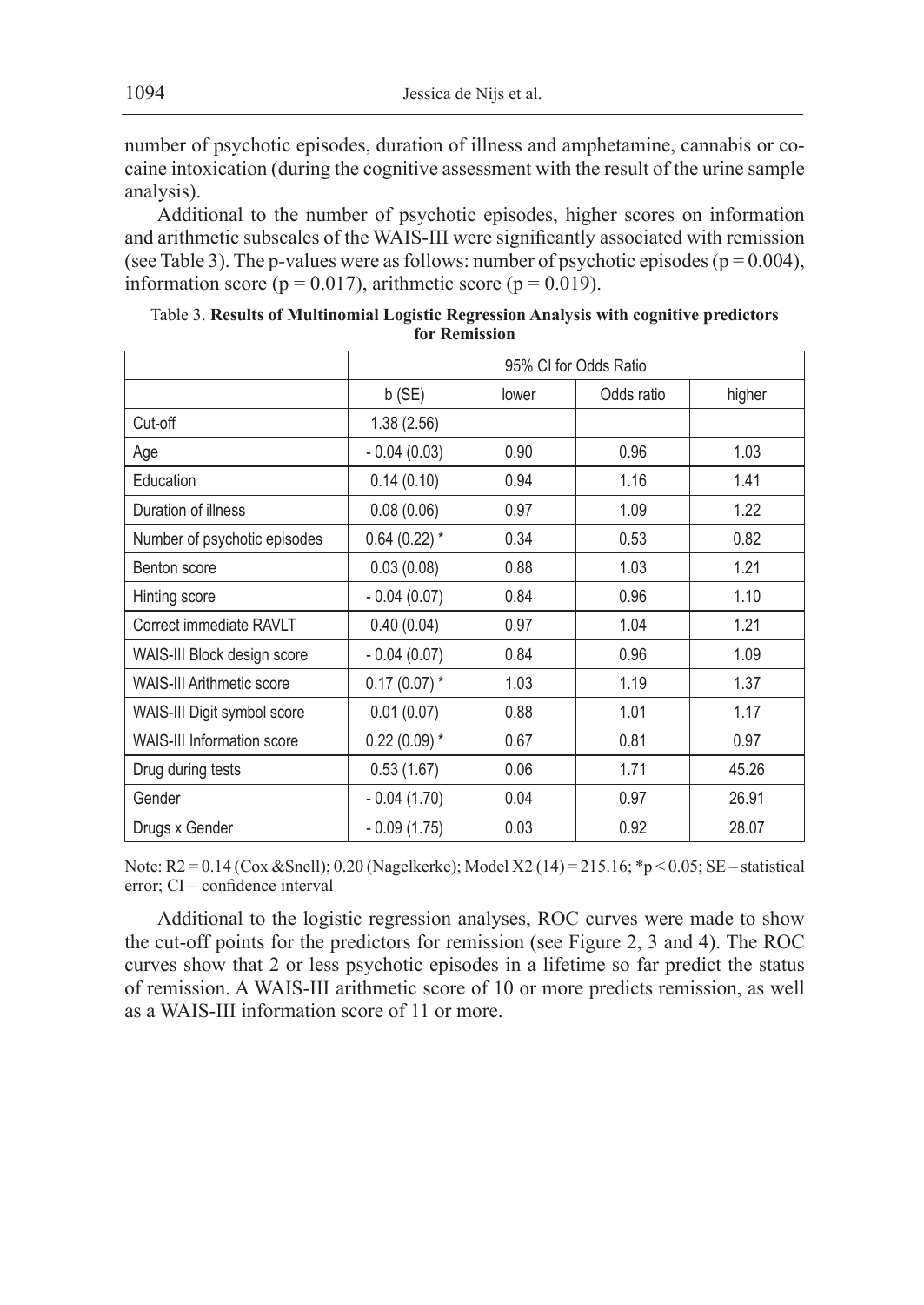number of psychotic episodes, duration of illness and amphetamine, cannabis or cocaine intoxication (during the cognitive assessment with the result of the urine sample analysis).

Additional to the number of psychotic episodes, higher scores on information and arithmetic subscales of the WAIS-III were significantly associated with remission (see Table 3). The p-values were as follows: number of psychotic episodes ($p = 0.004$), information score ($p = 0.017$), arithmetic score ($p = 0.019$).

Table 3. **Results of Multinomial Logistic Regression Analysis with cognitive predictors for Remission**

| | | 95% CI for Odds Ratio | | |
|---|---|---|---|---|
| | b (SE) | lower | Odds ratio | higher |
| Cut-off | 1.38 (2.56) | | | |
| Age | - 0.04 (0.03) | 0.90 | 0.96 | 1.03 |
| Education | 0.14 (0.10) | 0.94 | 1.16 | 1.41 |
| Duration of illness | 0.08 (0.06) | 0.97 | 1.09 | 1.22 |
| Number of psychotic episodes | 0.64 (0.22) * | 0.34 | 0.53 | 0.82 |
| Benton score | 0.03 (0.08) | 0.88 | 1.03 | 1.21 |
| Hinting score | - 0.04 (0.07) | 0.84 | 0.96 | 1.10 |
| Correct immediate RAVLT | 0.40 (0.04) | 0.97 | 1.04 | 1.21 |
| WAIS-III Block design score | - 0.04 (0.07) | 0.84 | 0.96 | 1.09 |
| WAIS-III Arithmetic score | 0.17 (0.07) * | 1.03 | 1.19 | 1.37 |
| WAIS-III Digit symbol score | 0.01 (0.07) | 0.88 | 1.01 | 1.17 |
| WAIS-III Information score | 0.22 (0.09) * | 0.67 | 0.81 | 0.97 |
| Drug during tests | 0.53 (1.67) | 0.06 | 1.71 | 45.26 |
| Gender | - 0.04 (1.70) | 0.04 | 0.97 | 26.91 |
| Drugs x Gender | - 0.09 (1.75) | 0.03 | 0.92 | 28.07 |

Note: $R2 = 0.14$ (Cox &Snell); 0.20 (Nagelkerke); Model $X2$ (14) = 215.16; $^*p < 0.05$; SE – statistical error; CI – confidence interval

Additional to the logistic regression analyses, ROC curves were made to show the cut-off points for the predictors for remission (see Figure 2, 3 and 4). The ROC curves show that 2 or less psychotic episodes in a lifetime so far predict the status of remission. A WAIS-III arithmetic score of 10 or more predicts remission, as well as a WAIS-III information score of 11 or more.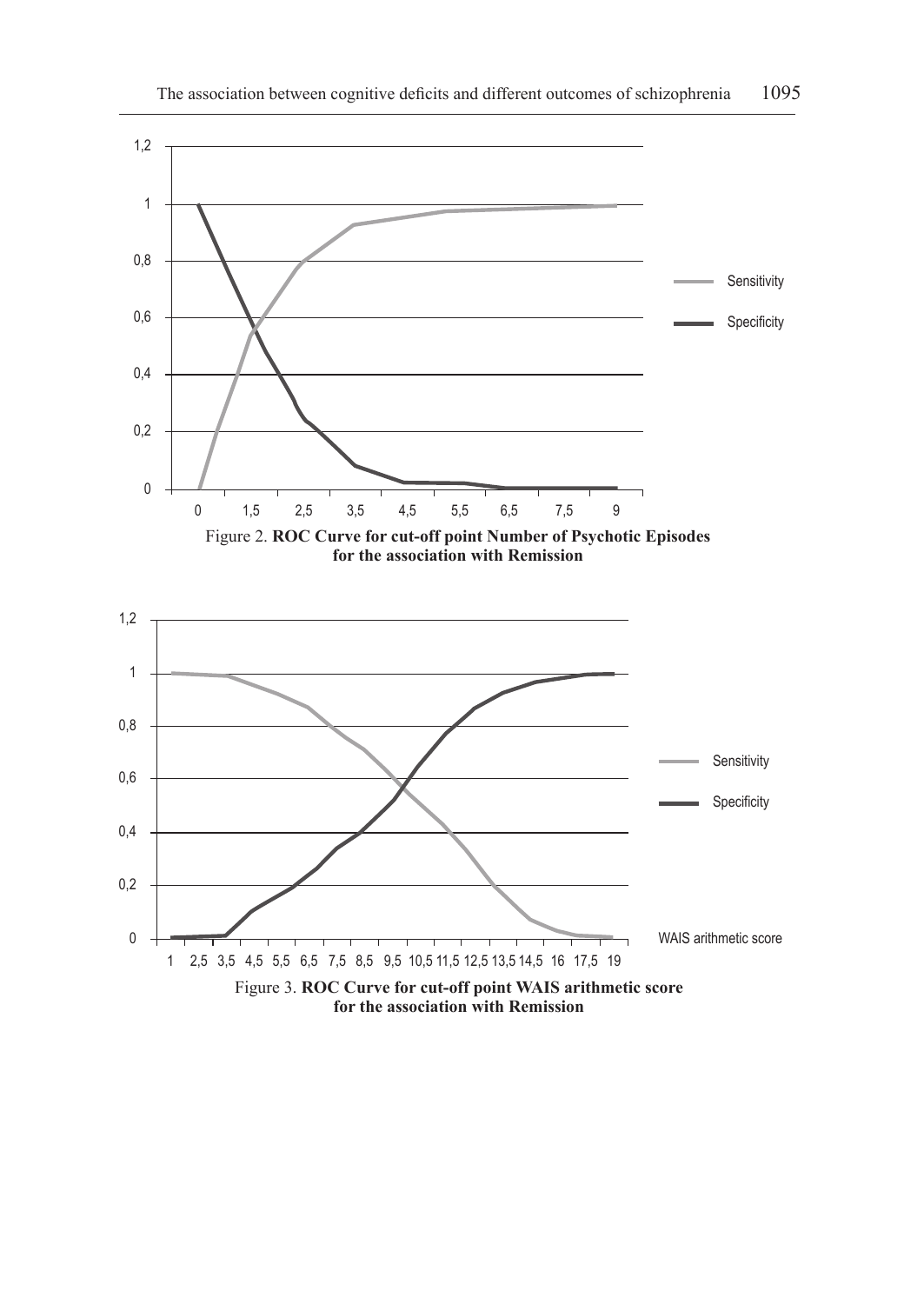Figure 2. **ROC Curve for cut-off point Number of Psychotic Episodes for the association with Remission**

Figure 3. **ROC Curve for cut-off point WAIS arithmetic score for the association with Remission**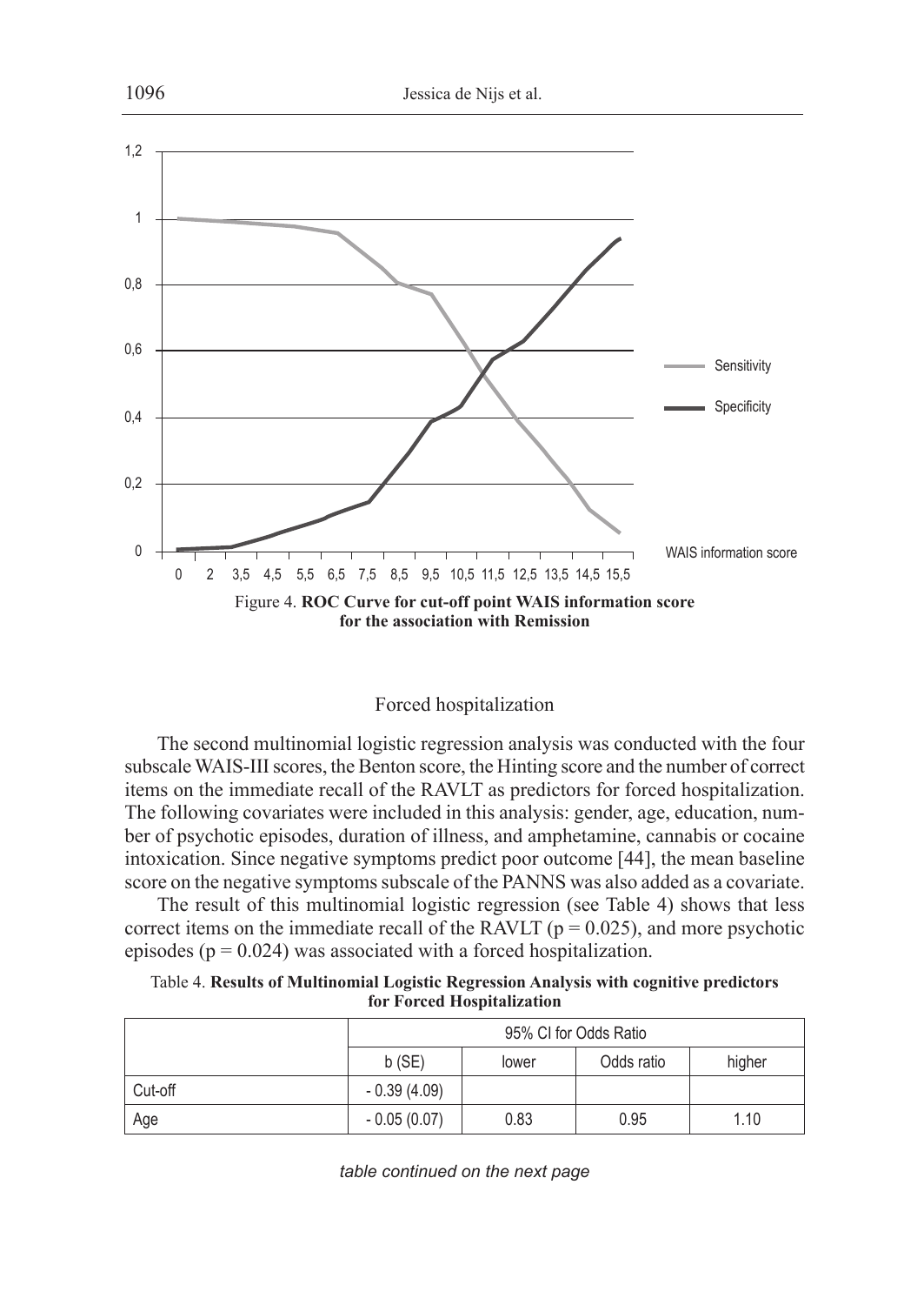Figure 4. **ROC Curve for cut-off point WAIS information score for the association with Remission**

## Forced hospitalization

The second multinomial logistic regression analysis was conducted with the four subscale WAIS-III scores, the Benton score, the Hinting score and the number of correct items on the immediate recall of the RAVLT as predictors for forced hospitalization. The following covariates were included in this analysis: gender, age, education, number of psychotic episodes, duration of illness, and amphetamine, cannabis or cocaine intoxication. Since negative symptoms predict poor outcome [44], the mean baseline score on the negative symptoms subscale of the PANNS was also added as a covariate.

The result of this multinomial logistic regression (see Table 4) shows that less correct items on the immediate recall of the RAVLT ($p = 0.025$), and more psychotic episodes ($p = 0.024$) was associated with a forced hospitalization.

Table 4. **Results of Multinomial Logistic Regression Analysis with cognitive predictors for Forced Hospitalization**

| | 95% CI for Odds Ratio | | | |
|---|---|---|---|---|
| | b (SE) | lower | Odds ratio | higher |
| Cut-off | - 0.39 (4.09) | | | |
| Age | - 0.05 (0.07) | 0.83 | 0.95 | 1.10 |

*table continued on the next page*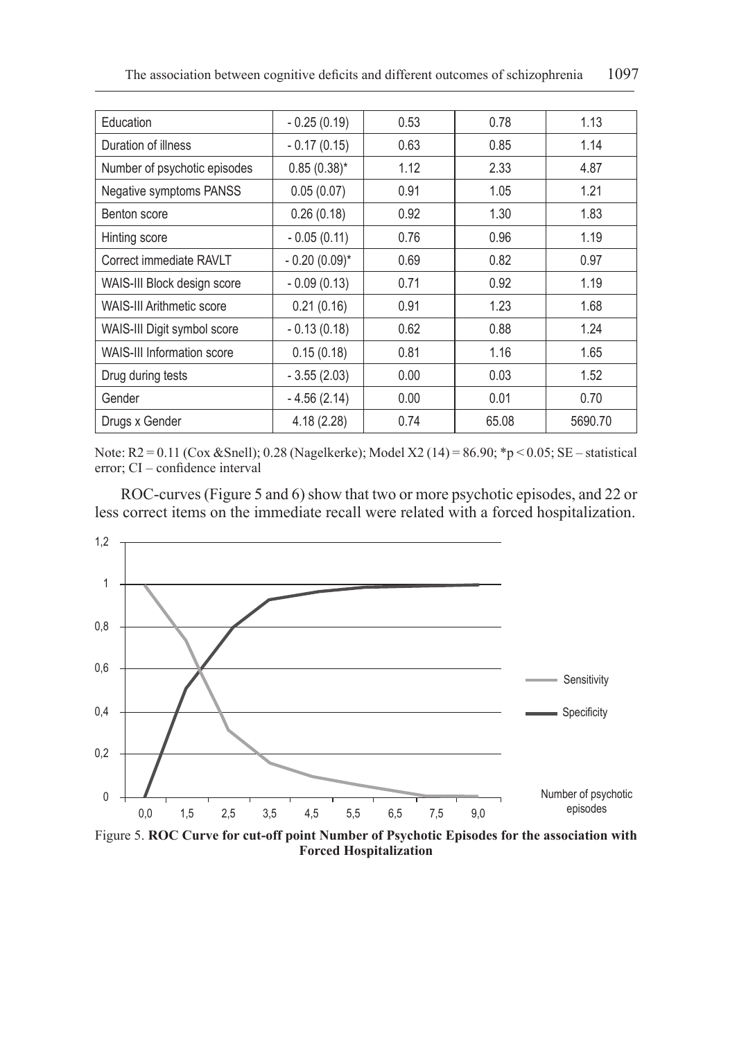| Education | - 0.25 (0.19) | 0.53 | 0.78 | 1.13 |
|---|---|---|---|---|
| Duration of illness | - 0.17 (0.15) | 0.63 | 0.85 | 1.14 |
| Number of psychotic episodes | 0.85 (0.38)* | 1.12 | 2.33 | 4.87 |
| Negative symptoms PANSS | 0.05 (0.07) | 0.91 | 1.05 | 1.21 |
| Benton score | 0.26 (0.18) | 0.92 | 1.30 | 1.83 |
| Hinting score | - 0.05 (0.11) | 0.76 | 0.96 | 1.19 |
| Correct immediate RAVLT | - 0.20 (0.09)* | 0.69 | 0.82 | 0.97 |
| WAIS-III Block design score | - 0.09 (0.13) | 0.71 | 0.92 | 1.19 |
| WAIS-III Arithmetic score | 0.21 (0.16) | 0.91 | 1.23 | 1.68 |
| WAIS-III Digit symbol score | - 0.13 (0.18) | 0.62 | 0.88 | 1.24 |
| WAIS-III Information score | 0.15 (0.18) | 0.81 | 1.16 | 1.65 |
| Drug during tests | - 3.55 (2.03) | 0.00 | 0.03 | 1.52 |
| Gender | - 4.56 (2.14) | 0.00 | 0.01 | 0.70 |
| Drugs x Gender | 4.18 (2.28) | 0.74 | 65.08 | 5690.70 |

Note: $R2 = 0.11$ (Cox &Snell); 0.28 (Nagelkerke); Model $X2\ (14) = 86.90$; $^*p < 0.05$; SE – statistical error; CI – confidence interval

ROC-curves (Figure 5 and 6) show that two or more psychotic episodes, and 22 or less correct items on the immediate recall were related with a forced hospitalization.

Figure 5. **ROC Curve for cut-off point Number of Psychotic Episodes for the association with Forced Hospitalization**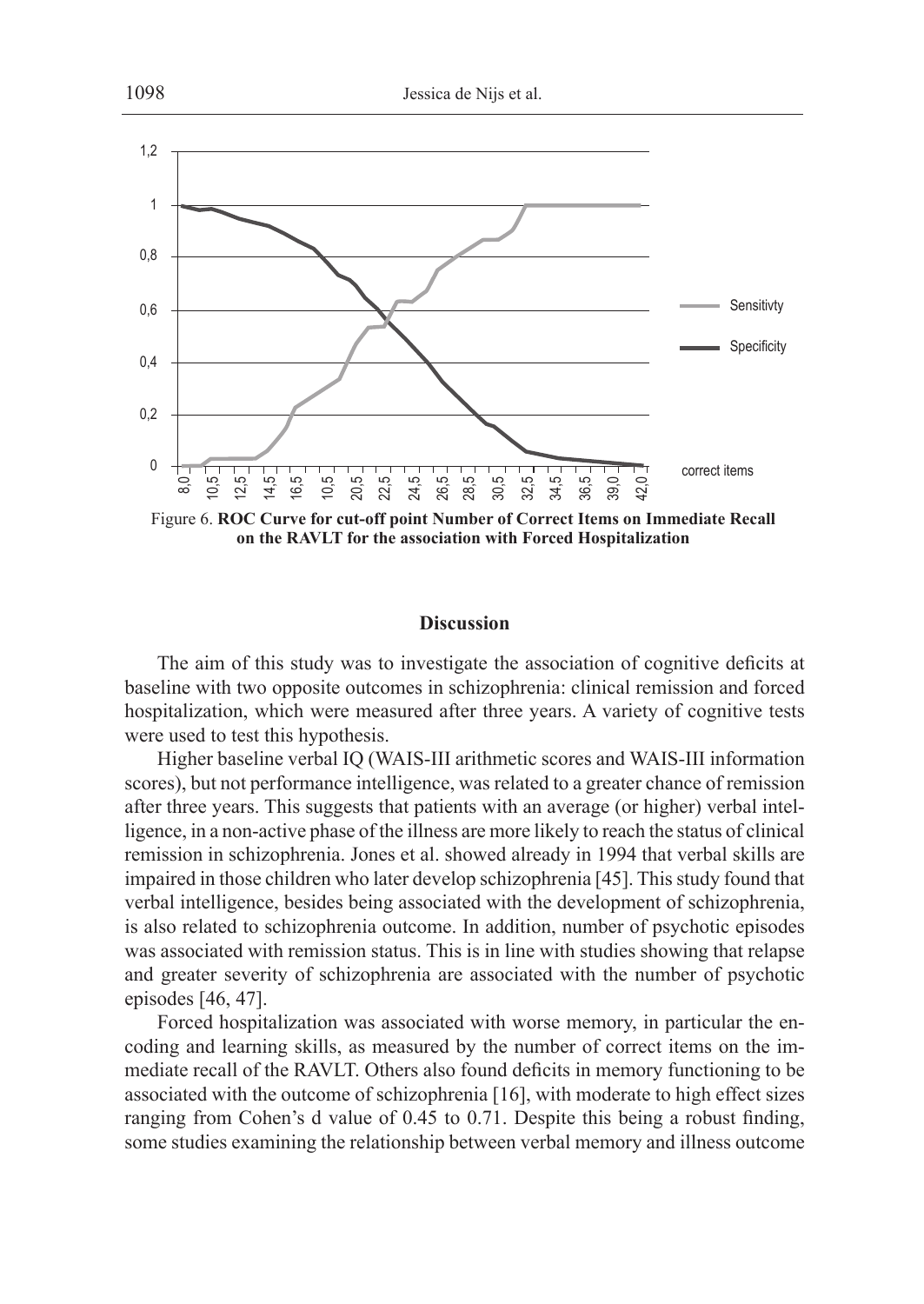Figure 6. **ROC Curve for cut-off point Number of Correct Items on Immediate Recall on the RAVLT for the association with Forced Hospitalization**

## Discussion

The aim of this study was to investigate the association of cognitive deficits at baseline with two opposite outcomes in schizophrenia: clinical remission and forced hospitalization, which were measured after three years. A variety of cognitive tests were used to test this hypothesis.

Higher baseline verbal IQ (WAIS-III arithmetic scores and WAIS-III information scores), but not performance intelligence, was related to a greater chance of remission after three years. This suggests that patients with an average (or higher) verbal intelligence, in a non-active phase of the illness are more likely to reach the status of clinical remission in schizophrenia. Jones et al. showed already in 1994 that verbal skills are impaired in those children who later develop schizophrenia [45]. This study found that verbal intelligence, besides being associated with the development of schizophrenia, is also related to schizophrenia outcome. In addition, number of psychotic episodes was associated with remission status. This is in line with studies showing that relapse and greater severity of schizophrenia are associated with the number of psychotic episodes [46, 47].

Forced hospitalization was associated with worse memory, in particular the encoding and learning skills, as measured by the number of correct items on the immediate recall of the RAVLT. Others also found deficits in memory functioning to be associated with the outcome of schizophrenia [16], with moderate to high effect sizes ranging from Cohen's d value of 0.45 to 0.71. Despite this being a robust finding, some studies examining the relationship between verbal memory and illness outcome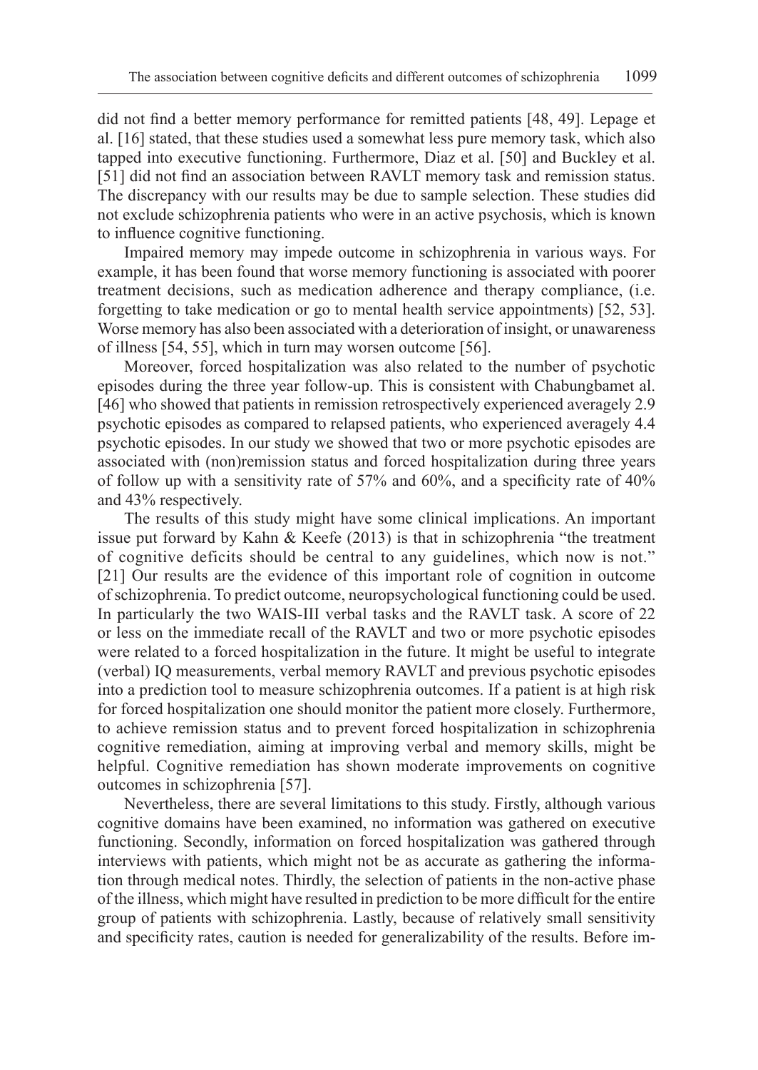did not find a better memory performance for remitted patients [48, 49]. Lepage et al. [16] stated, that these studies used a somewhat less pure memory task, which also tapped into executive functioning. Furthermore, Diaz et al. [50] and Buckley et al. [51] did not find an association between RAVLT memory task and remission status. The discrepancy with our results may be due to sample selection. These studies did not exclude schizophrenia patients who were in an active psychosis, which is known to influence cognitive functioning.

Impaired memory may impede outcome in schizophrenia in various ways. For example, it has been found that worse memory functioning is associated with poorer treatment decisions, such as medication adherence and therapy compliance, (i.e. forgetting to take medication or go to mental health service appointments) [52, 53]. Worse memory has also been associated with a deterioration of insight, or unawareness of illness [54, 55], which in turn may worsen outcome [56].

Moreover, forced hospitalization was also related to the number of psychotic episodes during the three year follow-up. This is consistent with Chabungbamet al. [46] who showed that patients in remission retrospectively experienced averagely 2.9 psychotic episodes as compared to relapsed patients, who experienced averagely 4.4 psychotic episodes. In our study we showed that two or more psychotic episodes are associated with (non)remission status and forced hospitalization during three years of follow up with a sensitivity rate of 57% and 60%, and a specificity rate of 40% and 43% respectively.

The results of this study might have some clinical implications. An important issue put forward by Kahn & Keefe (2013) is that in schizophrenia "the treatment of cognitive deficits should be central to any guidelines, which now is not." [21] Our results are the evidence of this important role of cognition in outcome of schizophrenia. To predict outcome, neuropsychological functioning could be used. In particularly the two WAIS-III verbal tasks and the RAVLT task. A score of 22 or less on the immediate recall of the RAVLT and two or more psychotic episodes were related to a forced hospitalization in the future. It might be useful to integrate (verbal) IQ measurements, verbal memory RAVLT and previous psychotic episodes into a prediction tool to measure schizophrenia outcomes. If a patient is at high risk for forced hospitalization one should monitor the patient more closely. Furthermore, to achieve remission status and to prevent forced hospitalization in schizophrenia cognitive remediation, aiming at improving verbal and memory skills, might be helpful. Cognitive remediation has shown moderate improvements on cognitive outcomes in schizophrenia [57].

Nevertheless, there are several limitations to this study. Firstly, although various cognitive domains have been examined, no information was gathered on executive functioning. Secondly, information on forced hospitalization was gathered through interviews with patients, which might not be as accurate as gathering the information through medical notes. Thirdly, the selection of patients in the non-active phase of the illness, which might have resulted in prediction to be more difficult for the entire group of patients with schizophrenia. Lastly, because of relatively small sensitivity and specificity rates, caution is needed for generalizability of the results. Before im-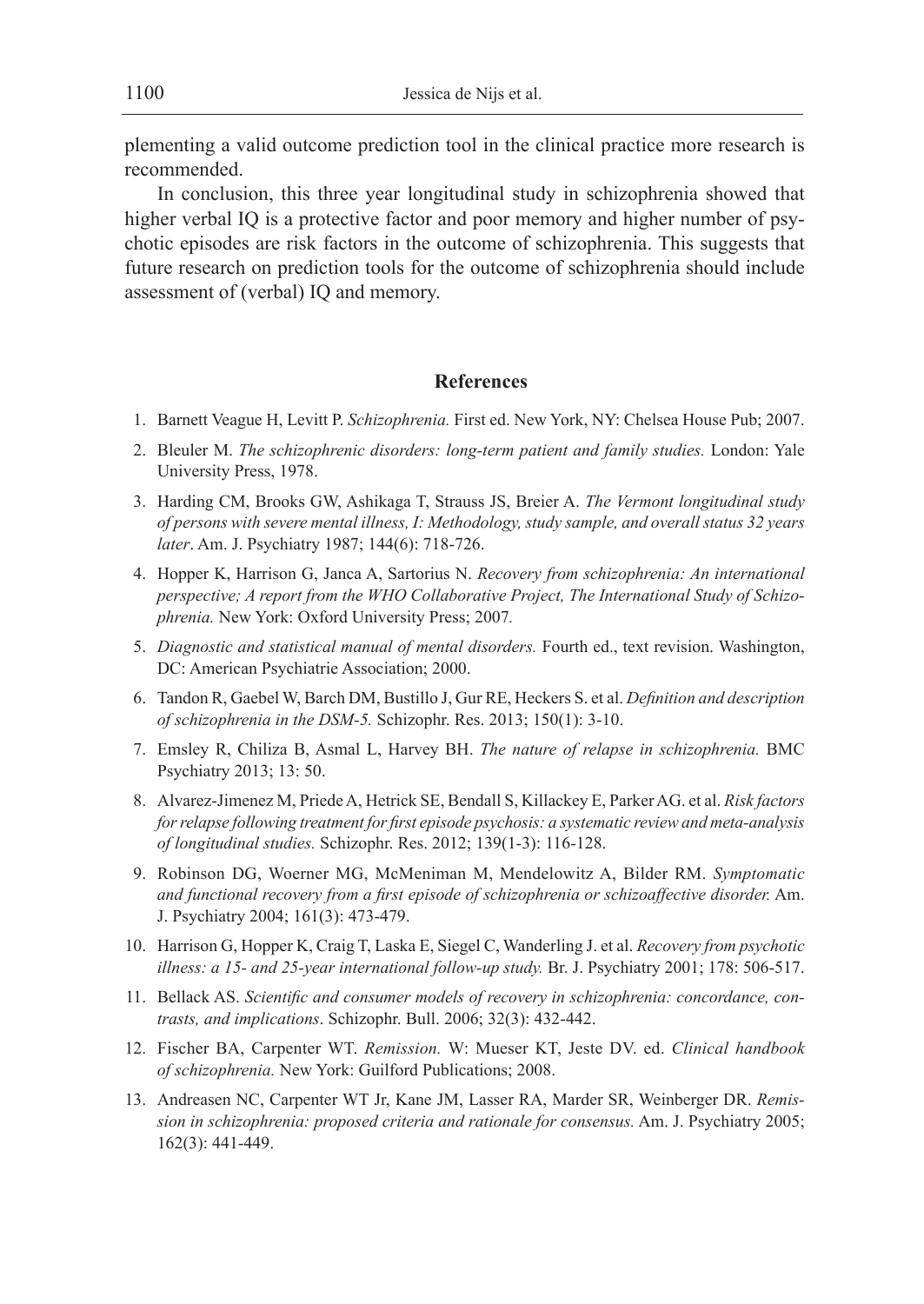plementing a valid outcome prediction tool in the clinical practice more research is recommended.

In conclusion, this three year longitudinal study in schizophrenia showed that higher verbal IQ is a protective factor and poor memory and higher number of psychotic episodes are risk factors in the outcome of schizophrenia. This suggests that future research on prediction tools for the outcome of schizophrenia should include assessment of (verbal) IQ and memory.

## References

1. Barnett Veague H, Levitt P. *Schizophrenia.* First ed. New York, NY: Chelsea House Pub; 2007.
2. Bleuler M. *The schizophrenic disorders: long-term patient and family studies.* London: Yale University Press, 1978.
3. Harding CM, Brooks GW, Ashikaga T, Strauss JS, Breier A. *The Vermont longitudinal study of persons with severe mental illness, I: Methodology, study sample, and overall status 32 years later*. Am. J. Psychiatry 1987; 144(6): 718-726.
4. Hopper K, Harrison G, Janca A, Sartorius N. *Recovery from schizophrenia: An international perspective; A report from the WHO Collaborative Project, The International Study of Schizophrenia.* New York: Oxford University Press; 2007*.*
5. *Diagnostic and statistical manual of mental disorders.* Fourth ed., text revision. Washington, DC: American Psychiatrie Association; 2000.
6. Tandon R, Gaebel W, Barch DM, Bustillo J, Gur RE, Heckers S. et al. *Definition and description of schizophrenia in the DSM-5.* Schizophr. Res. 2013; 150(1): 3-10.
7. Emsley R, Chiliza B, Asmal L, Harvey BH. *The nature of relapse in schizophrenia.* BMC Psychiatry 2013; 13: 50.
8. Alvarez-Jimenez M, Priede A, Hetrick SE, Bendall S, Killackey E, Parker AG. et al. *Risk factors for relapse following treatment for first episode psychosis: a systematic review and meta-analysis of longitudinal studies.* Schizophr. Res. 2012; 139(1-3): 116-128.
9. Robinson DG, Woerner MG, McMeniman M, Mendelowitz A, Bilder RM. *Symptomatic and functional recovery from a first episode of schizophrenia or schizoaffective disorder.* Am. J. Psychiatry 2004; 161(3): 473-479.
10. Harrison G, Hopper K, Craig T, Laska E, Siegel C, Wanderling J. et al. *Recovery from psychotic illness: a 15- and 25-year international follow-up study.* Br. J. Psychiatry 2001; 178: 506-517.
11. Bellack AS. *Scientific and consumer models of recovery in schizophrenia: concordance, contrasts, and implications*. Schizophr. Bull. 2006; 32(3): 432-442.
12. Fischer BA, Carpenter WT. *Remission.* W: Mueser KT, Jeste DV. ed. *Clinical handbook of schizophrenia.* New York: Guilford Publications; 2008.
13. Andreasen NC, Carpenter WT Jr, Kane JM, Lasser RA, Marder SR, Weinberger DR. *Remission in schizophrenia: proposed criteria and rationale for consensus.* Am. J. Psychiatry 2005; 162(3): 441-449.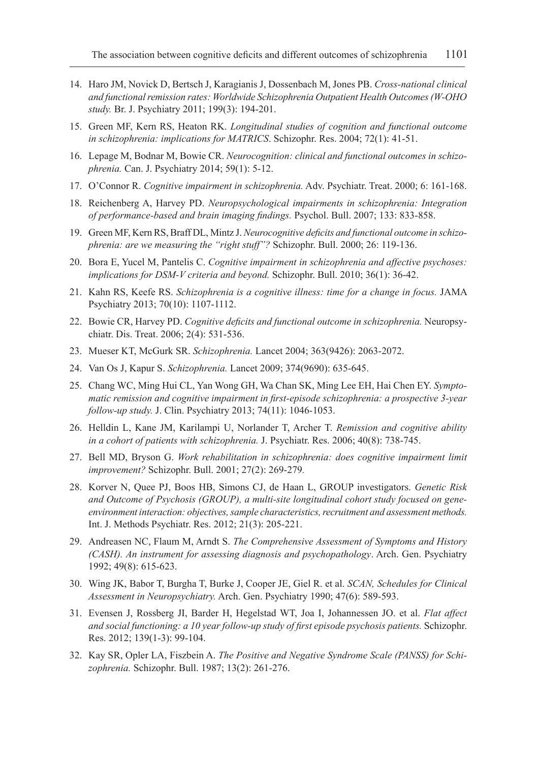14. Haro JM, Novick D, Bertsch J, Karagianis J, Dossenbach M, Jones PB. *Cross-national clinical and functional remission rates: Worldwide Schizophrenia Outpatient Health Outcomes (W-OHO study.* Br. J. Psychiatry 2011; 199(3): 194-201.
15. Green MF, Kern RS, Heaton RK. *Longitudinal studies of cognition and functional outcome in schizophrenia: implications for MATRICS*. Schizophr. Res. 2004; 72(1): 41-51.
16. Lepage M, Bodnar M, Bowie CR. *Neurocognition: clinical and functional outcomes in schizophrenia.* Can. J. Psychiatry 2014; 59(1): 5-12.
17. O'Connor R. *Cognitive impairment in schizophrenia.* Adv. Psychiatr. Treat. 2000; 6: 161-168.
18. Reichenberg A, Harvey PD. *Neuropsychological impairments in schizophrenia: Integration of performance-based and brain imaging findings.* Psychol. Bull. 2007; 133: 833-858.
19. Green MF, Kern RS, Braff DL, Mintz J. *Neurocognitive deficits and functional outcome in schizophrenia: are we measuring the "right stuff"?* Schizophr. Bull. 2000; 26: 119-136.
20. Bora E, Yucel M, Pantelis C. *Cognitive impairment in schizophrenia and affective psychoses: implications for DSM-V criteria and beyond.* Schizophr. Bull. 2010; 36(1): 36-42.
21. Kahn RS, Keefe RS. *Schizophrenia is a cognitive illness: time for a change in focus.* JAMA Psychiatry 2013; 70(10): 1107-1112.
22. Bowie CR, Harvey PD. *Cognitive deficits and functional outcome in schizophrenia.* Neuropsychiatr. Dis. Treat. 2006; 2(4): 531-536.
23. Mueser KT, McGurk SR. *Schizophrenia.* Lancet 2004; 363(9426): 2063-2072.
24. Van Os J, Kapur S. *Schizophrenia.* Lancet 2009; 374(9690): 635-645.
25. Chang WC, Ming Hui CL, Yan Wong GH, Wa Chan SK, Ming Lee EH, Hai Chen EY. *Symptomatic remission and cognitive impairment in first-episode schizophrenia: a prospective 3-year follow-up study.* J. Clin. Psychiatry 2013; 74(11): 1046-1053.
26. Helldin L, Kane JM, Karilampi U, Norlander T, Archer T. *Remission and cognitive ability in a cohort of patients with schizophrenia.* J. Psychiatr. Res. 2006; 40(8): 738-745.
27. Bell MD, Bryson G. *Work rehabilitation in schizophrenia: does cognitive impairment limit improvement?* Schizophr. Bull. 2001; 27(2): 269-279*.*
28. Korver N, Quee PJ, Boos HB, Simons CJ, de Haan L, GROUP investigators. *Genetic Risk and Outcome of Psychosis (GROUP), a multi-site longitudinal cohort study focused on gene-environment interaction: objectives, sample characteristics, recruitment and assessment methods.* Int. J. Methods Psychiatr. Res. 2012; 21(3): 205-221.
29. Andreasen NC, Flaum M, Arndt S. *The Comprehensive Assessment of Symptoms and History (CASH). An instrument for assessing diagnosis and psychopathology*. Arch. Gen. Psychiatry 1992; 49(8): 615-623.
30. Wing JK, Babor T, Burgha T, Burke J, Cooper JE, Giel R. et al. *SCAN, Schedules for Clinical Assessment in Neuropsychiatry.* Arch. Gen. Psychiatry 1990; 47(6): 589-593.
31. Evensen J, Rossberg JI, Barder H, Hegelstad WT, Joa I, Johannessen JO. et al. *Flat affect and social functioning: a 10 year follow-up study of first episode psychosis patients.* Schizophr. Res. 2012; 139(1-3): 99-104.
32. Kay SR, Opler LA, Fiszbein A. *The Positive and Negative Syndrome Scale (PANSS) for Schizophrenia.* Schizophr. Bull. 1987; 13(2): 261-276.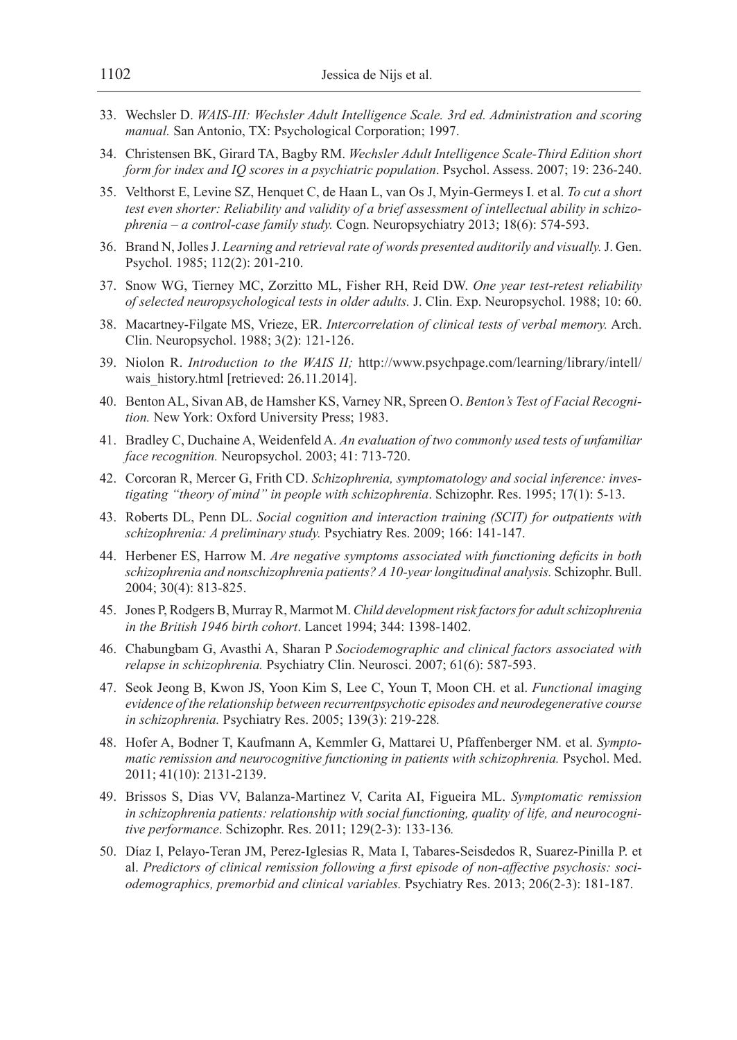33. Wechsler D. *WAIS-III: Wechsler Adult Intelligence Scale. 3rd ed. Administration and scoring manual.* San Antonio, TX: Psychological Corporation; 1997.

34. Christensen BK, Girard TA, Bagby RM. *Wechsler Adult Intelligence Scale-Third Edition short form for index and IQ scores in a psychiatric population*. Psychol. Assess. 2007; 19: 236-240.

35. Velthorst E, Levine SZ, Henquet C, de Haan L, van Os J, Myin-Germeys I. et al. *To cut a short test even shorter: Reliability and validity of a brief assessment of intellectual ability in schizophrenia – a control-case family study.* Cogn. Neuropsychiatry 2013; 18(6): 574-593.

36. Brand N, Jolles J. *Learning and retrieval rate of words presented auditorily and visually.* J. Gen. Psychol. 1985; 112(2): 201-210.

37. Snow WG, Tierney MC, Zorzitto ML, Fisher RH, Reid DW. *One year test-retest reliability of selected neuropsychological tests in older adults.* J. Clin. Exp. Neuropsychol. 1988; 10: 60.

38. Macartney-Filgate MS, Vrieze, ER. *Intercorrelation of clinical tests of verbal memory.* Arch. Clin. Neuropsychol. 1988; 3(2): 121-126.

39. Niolon R. *Introduction to the WAIS II;* http://www.psychpage.com/learning/library/intell/wais_history.html [retrieved: 26.11.2014].

40. Benton AL, Sivan AB, de Hamsher KS, Varney NR, Spreen O. *Benton's Test of Facial Recognition.* New York: Oxford University Press; 1983.

41. Bradley C, Duchaine A, Weidenfeld A. *An evaluation of two commonly used tests of unfamiliar face recognition.* Neuropsychol. 2003; 41: 713-720.

42. Corcoran R, Mercer G, Frith CD. *Schizophrenia, symptomatology and social inference: investigating "theory of mind" in people with schizophrenia*. Schizophr. Res. 1995; 17(1): 5-13.

43. Roberts DL, Penn DL. *Social cognition and interaction training (SCIT) for outpatients with schizophrenia: A preliminary study.* Psychiatry Res. 2009; 166: 141-147.

44. Herbener ES, Harrow M. *Are negative symptoms associated with functioning deficits in both schizophrenia and nonschizophrenia patients? A 10-year longitudinal analysis.* Schizophr. Bull. 2004; 30(4): 813-825.

45. Jones P, Rodgers B, Murray R, Marmot M. *Child development risk factors for adult schizophrenia in the British 1946 birth cohort*. Lancet 1994; 344: 1398-1402.

46. Chabungbam G, Avasthi A, Sharan P *Sociodemographic and clinical factors associated with relapse in schizophrenia.* Psychiatry Clin. Neurosci. 2007; 61(6): 587-593.

47. Seok Jeong B, Kwon JS, Yoon Kim S, Lee C, Youn T, Moon CH. et al. *Functional imaging evidence of the relationship between recurrentpsychotic episodes and neurodegenerative course in schizophrenia.* Psychiatry Res. 2005; 139(3): 219-228*.*

48. Hofer A, Bodner T, Kaufmann A, Kemmler G, Mattarei U, Pfaffenberger NM. et al. *Symptomatic remission and neurocognitive functioning in patients with schizophrenia.* Psychol. Med. 2011; 41(10): 2131-2139.

49. Brissos S, Dias VV, Balanza-Martinez V, Carita AI, Figueira ML. *Symptomatic remission in schizophrenia patients: relationship with social functioning, quality of life, and neurocognitive performance*. Schizophr. Res. 2011; 129(2-3): 133-136*.*

50. Díaz I, Pelayo-Teran JM, Perez-Iglesias R, Mata I, Tabares-Seisdedos R, Suarez-Pinilla P. et al. *Predictors of clinical remission following a first episode of non-affective psychosis: sociodemographics, premorbid and clinical variables.* Psychiatry Res. 2013; 206(2-3): 181-187.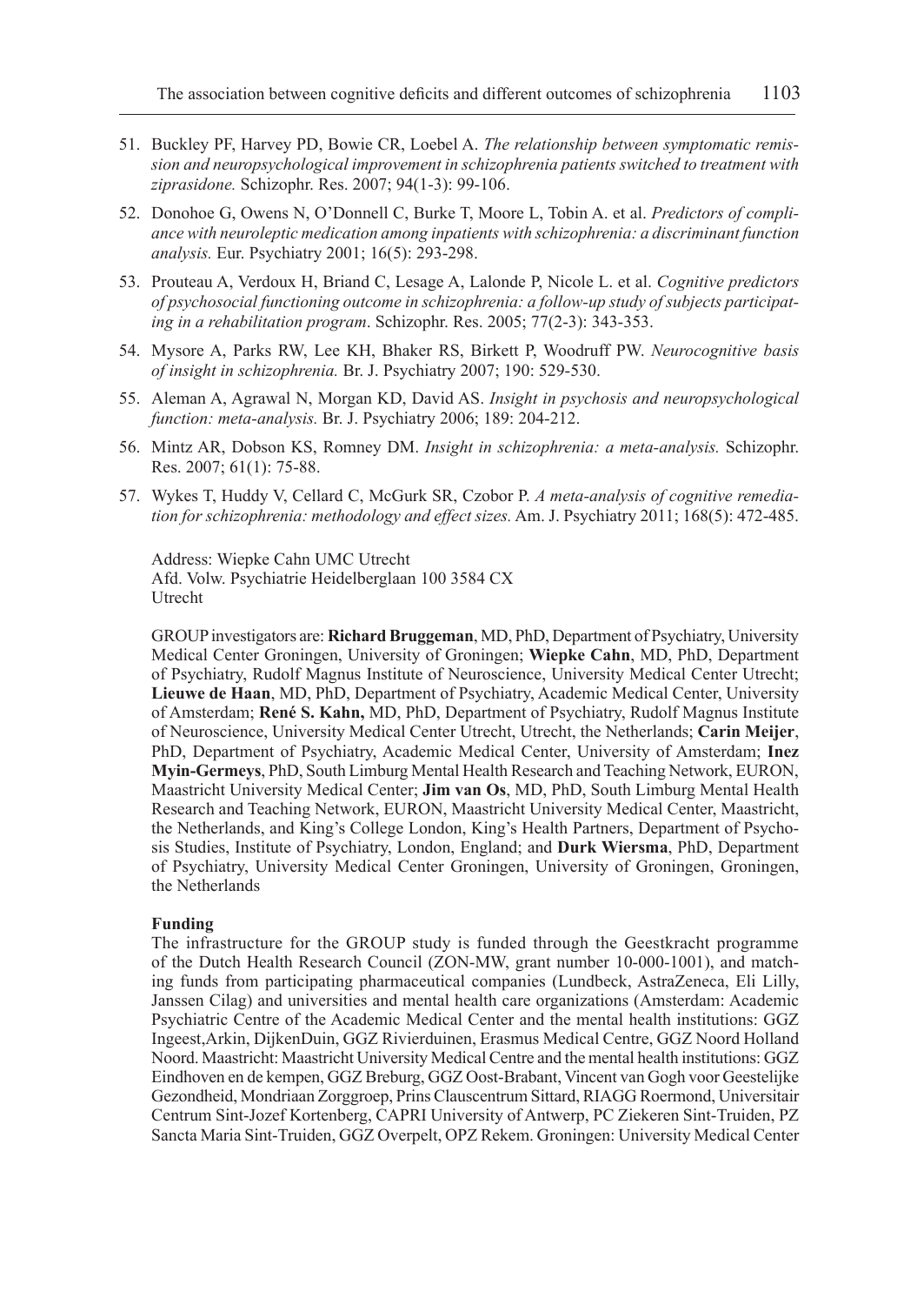51. Buckley PF, Harvey PD, Bowie CR, Loebel A. *The relationship between symptomatic remission and neuropsychological improvement in schizophrenia patients switched to treatment with ziprasidone.* Schizophr. Res. 2007; 94(1-3): 99-106.

52. Donohoe G, Owens N, O'Donnell C, Burke T, Moore L, Tobin A. et al. *Predictors of compliance with neuroleptic medication among inpatients with schizophrenia: a discriminant function analysis.* Eur. Psychiatry 2001; 16(5): 293-298.

53. Prouteau A, Verdoux H, Briand C, Lesage A, Lalonde P, Nicole L. et al. *Cognitive predictors of psychosocial functioning outcome in schizophrenia: a follow-up study of subjects participating in a rehabilitation program*. Schizophr. Res. 2005; 77(2-3): 343-353.

54. Mysore A, Parks RW, Lee KH, Bhaker RS, Birkett P, Woodruff PW. *Neurocognitive basis of insight in schizophrenia.* Br. J. Psychiatry 2007; 190: 529-530.

55. Aleman A, Agrawal N, Morgan KD, David AS. *Insight in psychosis and neuropsychological function: meta-analysis.* Br. J. Psychiatry 2006; 189: 204-212.

56. Mintz AR, Dobson KS, Romney DM. *Insight in schizophrenia: a meta-analysis.* Schizophr. Res. 2007; 61(1): 75-88.

57. Wykes T, Huddy V, Cellard C, McGurk SR, Czobor P. *A meta-analysis of cognitive remediation for schizophrenia: methodology and effect sizes.* Am. J. Psychiatry 2011; 168(5): 472-485.

Address: Wiepke Cahn UMC Utrecht
Afd. Volw. Psychiatrie Heidelberglaan 100 3584 CX
Utrecht

GROUP investigators are: **Richard Bruggeman**, MD, PhD, Department of Psychiatry, University Medical Center Groningen, University of Groningen; **Wiepke Cahn**, MD, PhD, Department of Psychiatry, Rudolf Magnus Institute of Neuroscience, University Medical Center Utrecht; **Lieuwe de Haan**, MD, PhD, Department of Psychiatry, Academic Medical Center, University of Amsterdam; **René S. Kahn,** MD, PhD, Department of Psychiatry, Rudolf Magnus Institute of Neuroscience, University Medical Center Utrecht, Utrecht, the Netherlands; **Carin Meijer**, PhD, Department of Psychiatry, Academic Medical Center, University of Amsterdam; **Inez Myin-Germeys**, PhD, South Limburg Mental Health Research and Teaching Network, EURON, Maastricht University Medical Center; **Jim van Os**, MD, PhD, South Limburg Mental Health Research and Teaching Network, EURON, Maastricht University Medical Center, Maastricht, the Netherlands, and King's College London, King's Health Partners, Department of Psychosis Studies, Institute of Psychiatry, London, England; and **Durk Wiersma**, PhD, Department of Psychiatry, University Medical Center Groningen, University of Groningen, Groningen, the Netherlands

**Funding**

The infrastructure for the GROUP study is funded through the Geestkracht programme of the Dutch Health Research Council (ZON-MW, grant number 10-000-1001), and matching funds from participating pharmaceutical companies (Lundbeck, AstraZeneca, Eli Lilly, Janssen Cilag) and universities and mental health care organizations (Amsterdam: Academic Psychiatric Centre of the Academic Medical Center and the mental health institutions: GGZ Ingeest,Arkin, DijkenDuin, GGZ Rivierduinen, Erasmus Medical Centre, GGZ Noord Holland Noord. Maastricht: Maastricht University Medical Centre and the mental health institutions: GGZ Eindhoven en de kempen, GGZ Breburg, GGZ Oost-Brabant, Vincent van Gogh voor Geestelijke Gezondheid, Mondriaan Zorggroep, Prins Clauscentrum Sittard, RIAGG Roermond, Universitair Centrum Sint-Jozef Kortenberg, CAPRI University of Antwerp, PC Ziekeren Sint-Truiden, PZ Sancta Maria Sint-Truiden, GGZ Overpelt, OPZ Rekem. Groningen: University Medical Center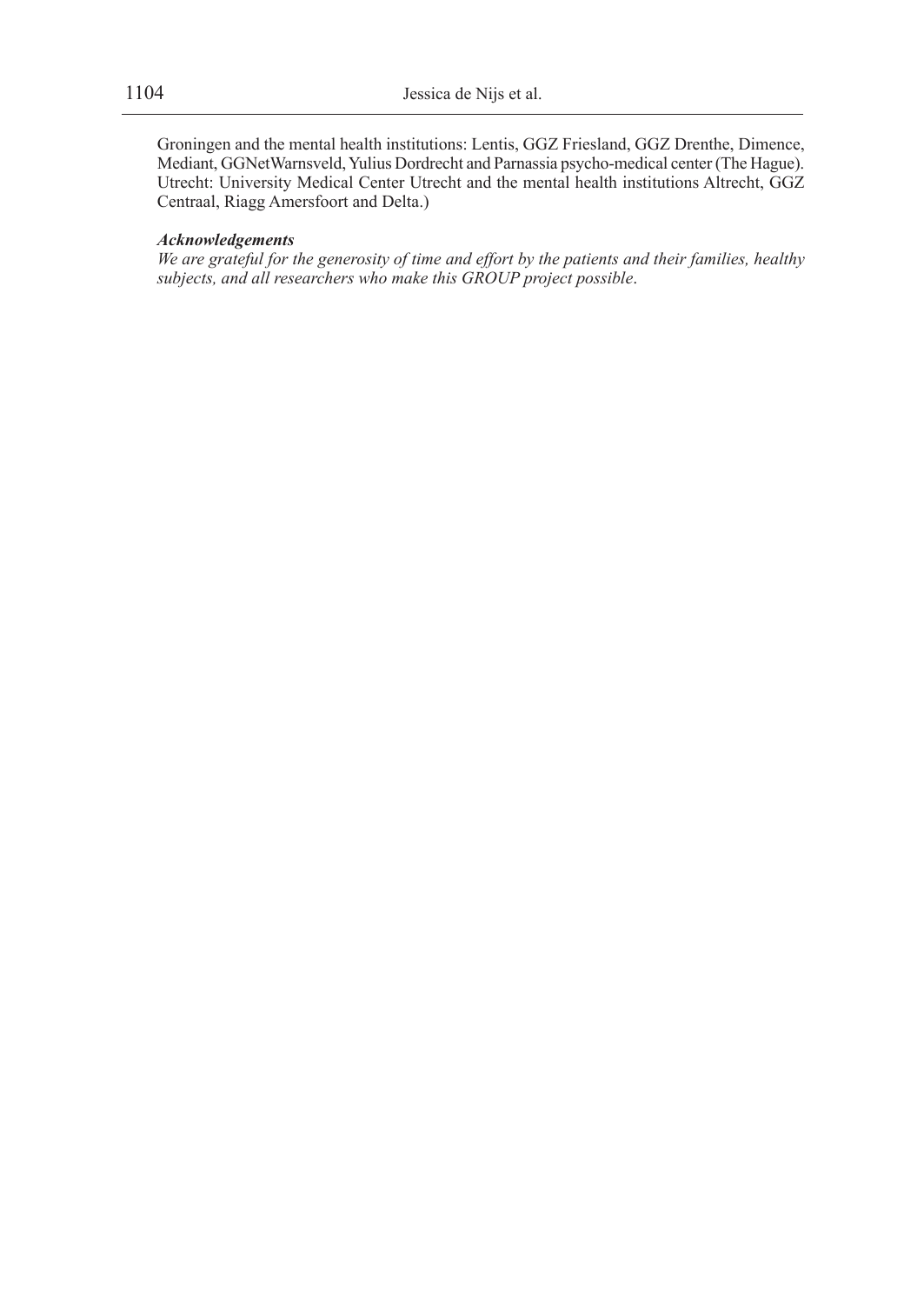Groningen and the mental health institutions: Lentis, GGZ Friesland, GGZ Drenthe, Dimence, Mediant, GGNetWarnsveld, Yulius Dordrecht and Parnassia psycho-medical center (The Hague). Utrecht: University Medical Center Utrecht and the mental health institutions Altrecht, GGZ Centraal, Riagg Amersfoort and Delta.)

***Acknowledgements***

*We are grateful for the generosity of time and effort by the patients and their families, healthy subjects, and all researchers who make this GROUP project possible*.